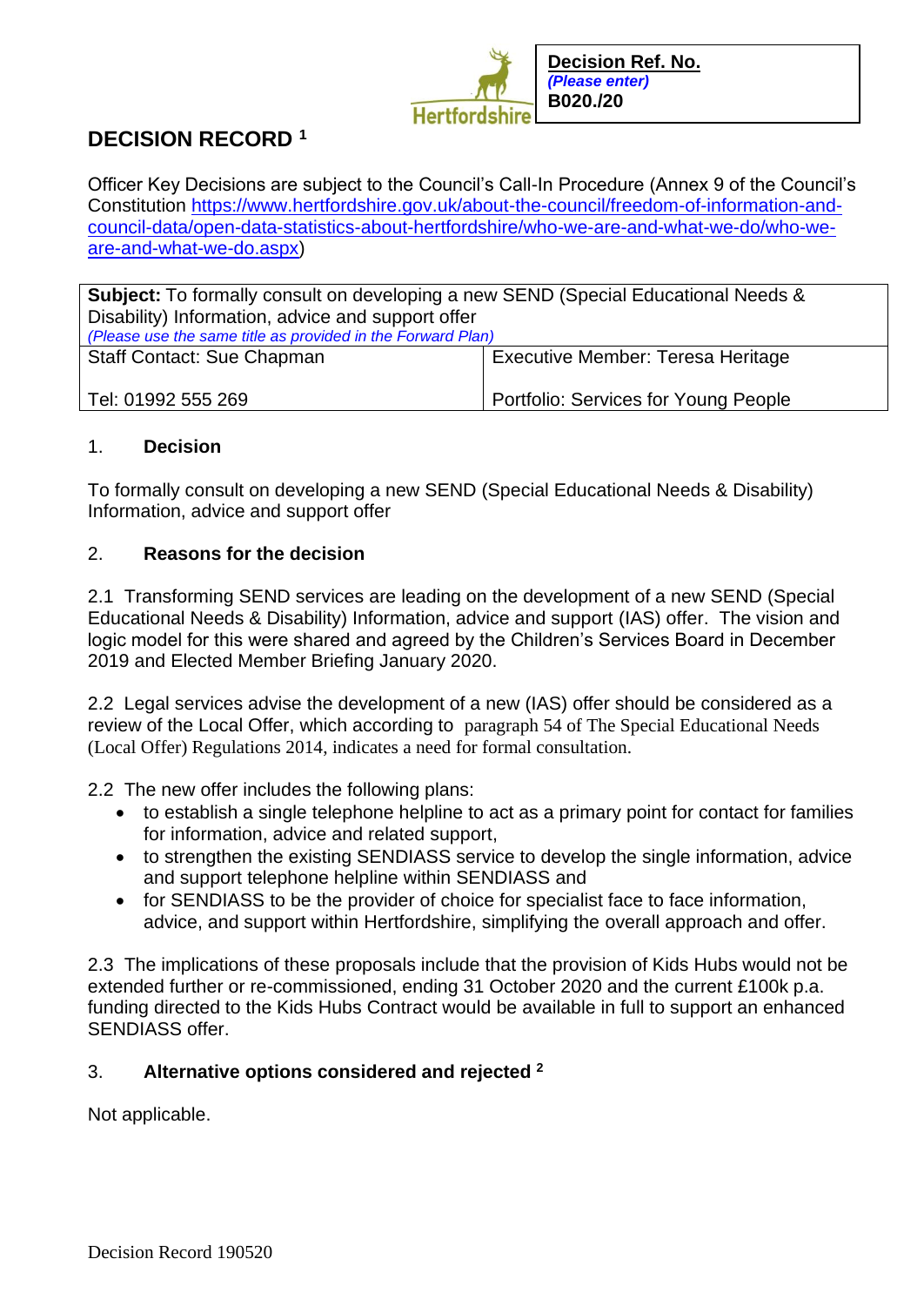| **Decision Ref. No.** |
| --- |
| *(Please enter)* |
| **B020./20** |

# DECISION RECORD [1]

Officer Key Decisions are subject to the Council's Call-In Procedure (Annex 9 of the Council's Constitution https://www.hertfordshire.gov.uk/about-the-council/freedom-of-information-and-council-data/open-data-statistics-about-hertfordshire/who-we-are-and-what-we-do/who-we-are-and-what-we-do.aspx)

| **Subject:** To formally consult on developing a new SEND (Special Educational Needs & Disability) Information, advice and support offer *(Please use the same title as provided in the Forward Plan)* | |
| --- | --- |
| Staff Contact: Sue Chapman | Executive Member: Teresa Heritage |
| Tel: 01992 555 269 | Portfolio: Services for Young People |

## 1. Decision

To formally consult on developing a new SEND (Special Educational Needs & Disability) Information, advice and support offer

## 2. Reasons for the decision

2.1 Transforming SEND services are leading on the development of a new SEND (Special Educational Needs & Disability) Information, advice and support (IAS) offer. The vision and logic model for this were shared and agreed by the Children's Services Board in December 2019 and Elected Member Briefing January 2020.

2.2 Legal services advise the development of a new (IAS) offer should be considered as a review of the Local Offer, which according to paragraph 54 of The Special Educational Needs (Local Offer) Regulations 2014, indicates a need for formal consultation.

2.2 The new offer includes the following plans:

- to establish a single telephone helpline to act as a primary point for contact for families for information, advice and related support,
- to strengthen the existing SENDIASS service to develop the single information, advice and support telephone helpline within SENDIASS and
- for SENDIASS to be the provider of choice for specialist face to face information, advice, and support within Hertfordshire, simplifying the overall approach and offer.

2.3 The implications of these proposals include that the provision of Kids Hubs would not be extended further or re-commissioned, ending 31 October 2020 and the current £100k p.a. funding directed to the Kids Hubs Contract would be available in full to support an enhanced SENDIASS offer.

## 3. Alternative options considered and rejected [2]

Not applicable.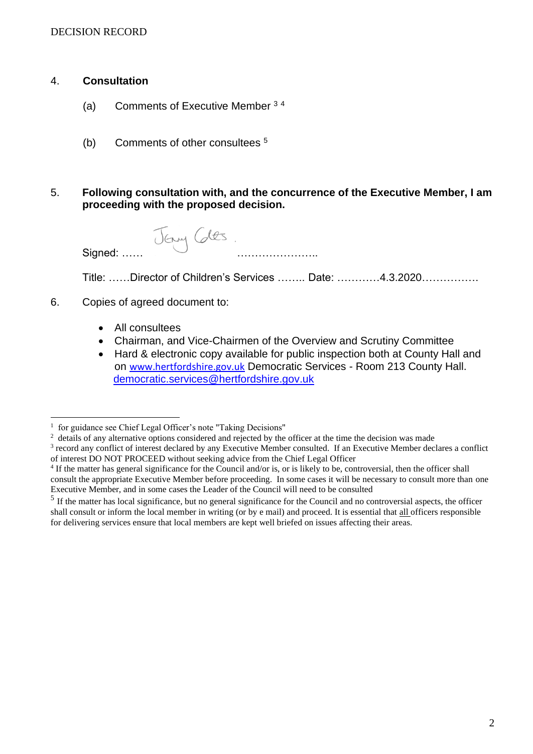DECISION RECORD

4. **Consultation**

   (a) Comments of Executive Member [3] [4]

   (b) Comments of other consultees [5]

5. **Following consultation with, and the concurrence of the Executive Member, I am proceeding with the proposed decision.**

   Signed: …… Jenny Coles. ……………………..

   Title: ……Director of Children's Services …….. Date: …………4.3.2020…………….

6. Copies of agreed document to:

   - All consultees
   - Chairman, and Vice-Chairmen of the Overview and Scrutiny Committee
   - Hard & electronic copy available for public inspection both at County Hall and on www.hertfordshire.gov.uk Democratic Services - Room 213 County Hall. democratic.services@hertfordshire.gov.uk

---

[1] for guidance see Chief Legal Officer's note "Taking Decisions"

[2] details of any alternative options considered and rejected by the officer at the time the decision was made

[3] record any conflict of interest declared by any Executive Member consulted. If an Executive Member declares a conflict of interest DO NOT PROCEED without seeking advice from the Chief Legal Officer

[4] If the matter has general significance for the Council and/or is, or is likely to be, controversial, then the officer shall consult the appropriate Executive Member before proceeding. In some cases it will be necessary to consult more than one Executive Member, and in some cases the Leader of the Council will need to be consulted

[5] If the matter has local significance, but no general significance for the Council and no controversial aspects, the officer shall consult or inform the local member in writing (or by e mail) and proceed. It is essential that all officers responsible for delivering services ensure that local members are kept well briefed on issues affecting their areas.